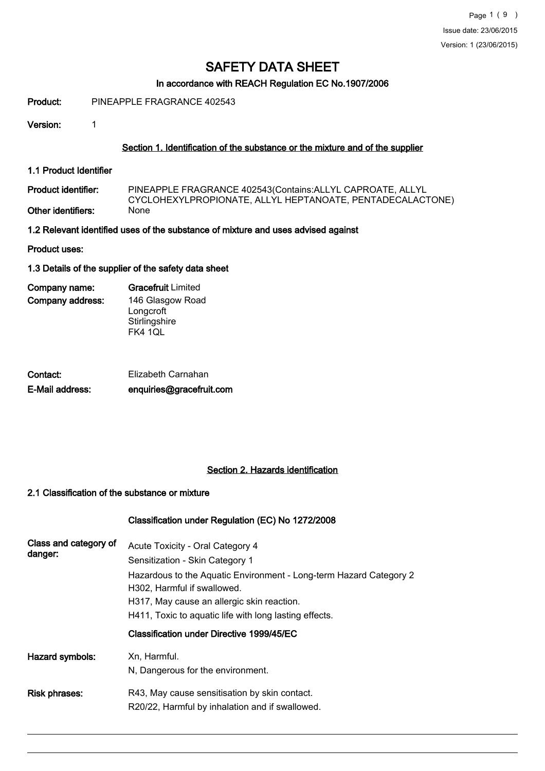# SAFETY DATA SHEET

**In accordance with REACH Regulation EC No.1907/2006**

**Product:** PINEAPPLE FRAGRANCE 402543

**Version:** 1

## Section 1. Identification of the substance or the mixture and of the supplier

### 1.1 Product Identifier

**Product identifier:** PINEAPPLE FRAGRANCE 402543(Contains:ALLYL CAPROATE, ALLYL CYCLOHEXYLPROPIONATE, ALLYL HEPTANOATE, PENTADECALACTONE)

**Other identifiers:** None

### 1.2 Relevant identified uses of the substance of mixture and uses advised against

**Product uses:**

### 1.3 Details of the supplier of the safety data sheet

**Company name:** **Gracefruit** Limited

**Company address:** 146 Glasgow Road
Longcroft
Stirlingshire
FK4 1QL

**Contact:** Elizabeth Carnahan

**E-Mail address:** **enquiries@gracefruit.com**

## Section 2. Hazards identification

### 2.1 Classification of the substance or mixture

**Classification under Regulation (EC) No 1272/2008**

**Class and category of danger:**
Acute Toxicity - Oral Category 4
Sensitization - Skin Category 1
Hazardous to the Aquatic Environment - Long-term Hazard Category 2
H302, Harmful if swallowed.
H317, May cause an allergic skin reaction.
H411, Toxic to aquatic life with long lasting effects.

**Classification under Directive 1999/45/EC**

**Hazard symbols:**
Xn, Harmful.
N, Dangerous for the environment.

**Risk phrases:**
R43, May cause sensitisation by skin contact.
R20/22, Harmful by inhalation and if swallowed.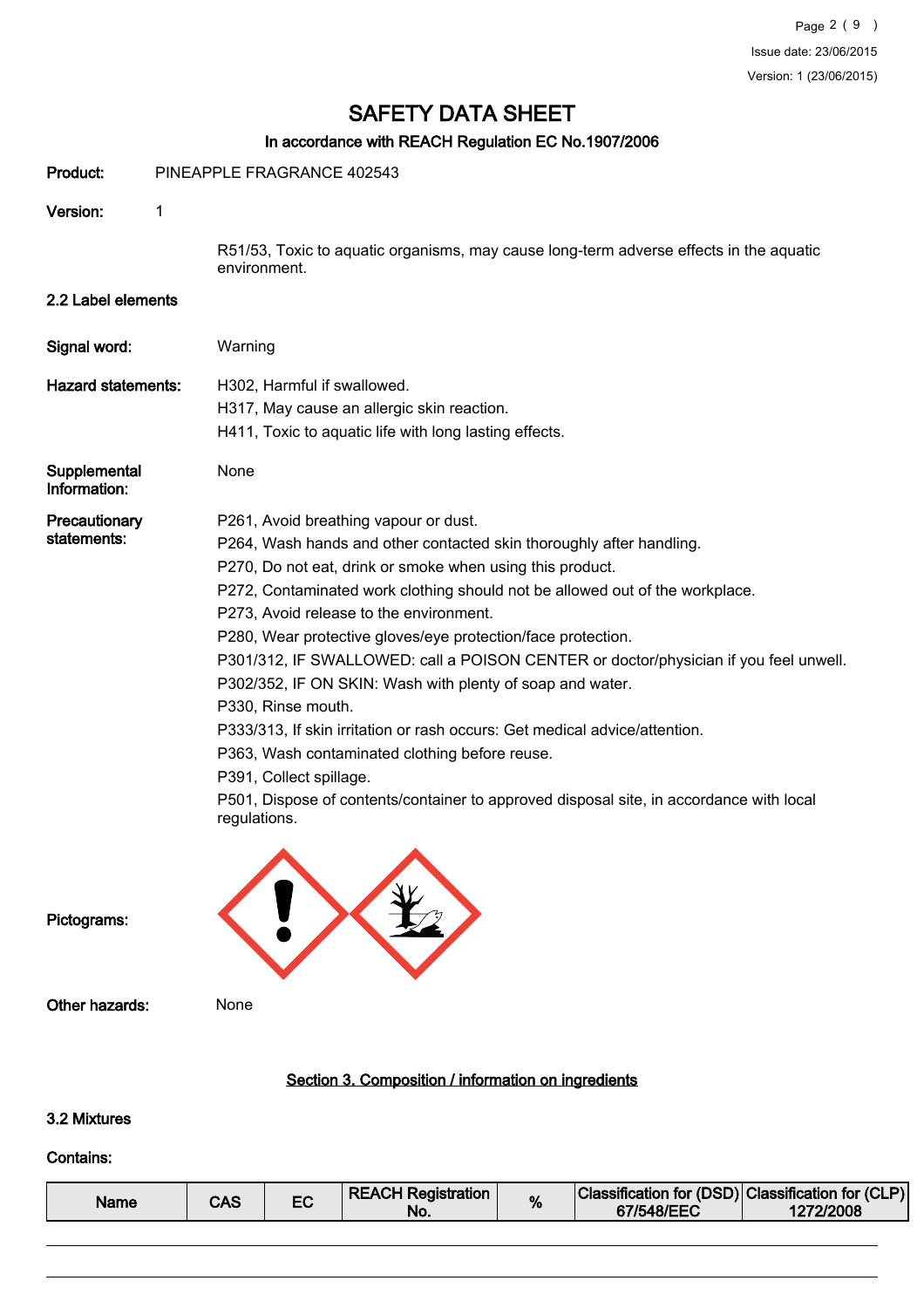# SAFETY DATA SHEET

## In accordance with REACH Regulation EC No.1907/2006

**Product:** PINEAPPLE FRAGRANCE 402543

**Version:** 1

R51/53, Toxic to aquatic organisms, may cause long-term adverse effects in the aquatic environment.

### 2.2 Label elements

**Signal word:** Warning

**Hazard statements:**
H302, Harmful if swallowed.
H317, May cause an allergic skin reaction.
H411, Toxic to aquatic life with long lasting effects.

**Supplemental Information:** None

**Precautionary statements:**
P261, Avoid breathing vapour or dust.
P264, Wash hands and other contacted skin thoroughly after handling.
P270, Do not eat, drink or smoke when using this product.
P272, Contaminated work clothing should not be allowed out of the workplace.
P273, Avoid release to the environment.
P280, Wear protective gloves/eye protection/face protection.
P301/312, IF SWALLOWED: call a POISON CENTER or doctor/physician if you feel unwell.
P302/352, IF ON SKIN: Wash with plenty of soap and water.
P330, Rinse mouth.
P333/313, If skin irritation or rash occurs: Get medical advice/attention.
P363, Wash contaminated clothing before reuse.
P391, Collect spillage.
P501, Dispose of contents/container to approved disposal site, in accordance with local regulations.

**Pictograms:**

**Other hazards:** None

## Section 3. Composition / information on ingredients

### 3.2 Mixtures

**Contains:**

| Name | CAS | EC | REACH Registration No. | % | Classification for (DSD) 67/548/EEC | Classification for (CLP) 1272/2008 |
| --- | --- | --- | --- | --- | --- | --- |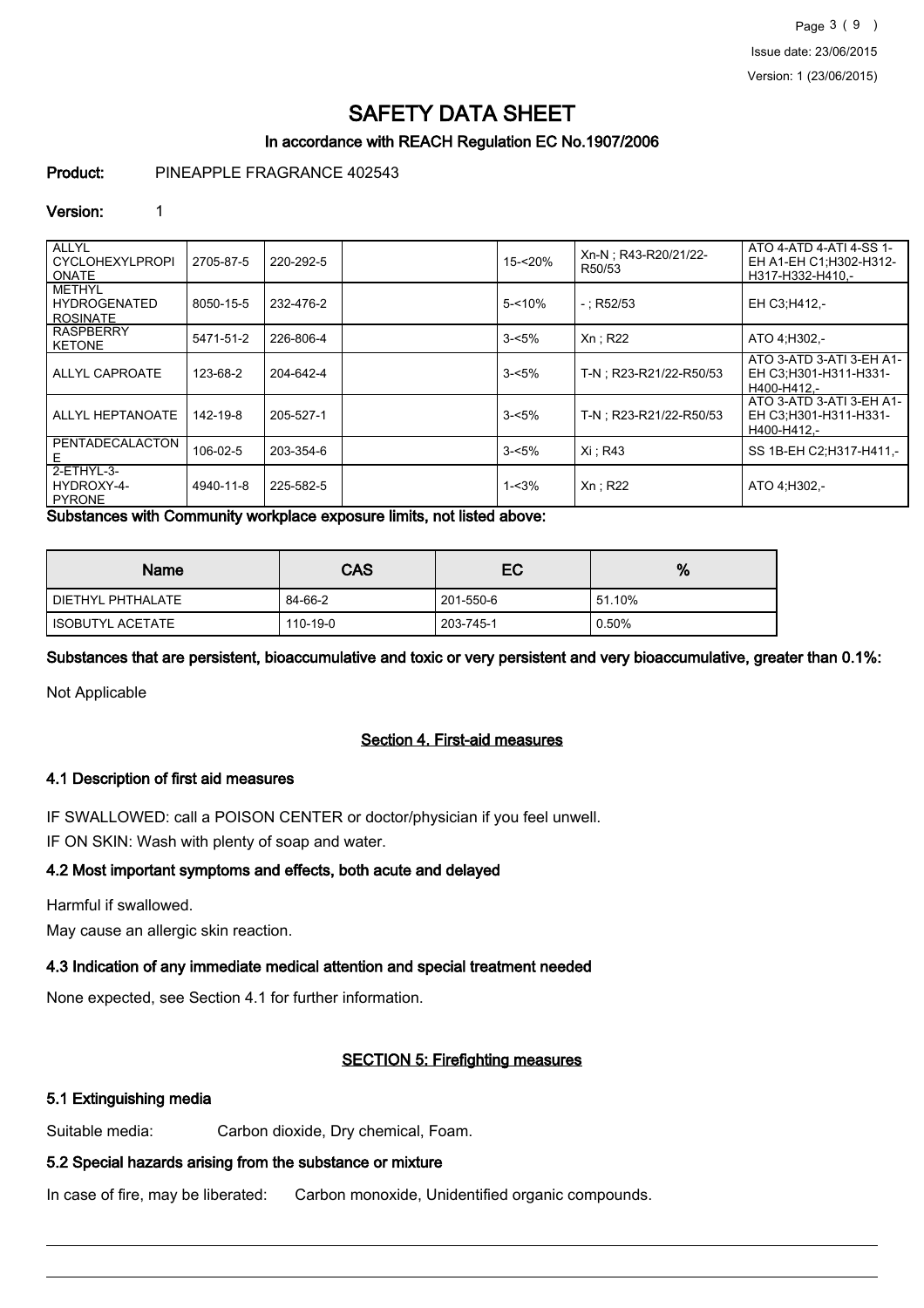# SAFETY DATA SHEET

## In accordance with REACH Regulation EC No.1907/2006

**Product:** PINEAPPLE FRAGRANCE 402543

**Version:** 1

| | | | | | | |
|---|---|---|---|---|---|---|
| ALLYL CYCLOHEXYLPROPIONATE | 2705-87-5 | 220-292-5 | | 15-<20% | Xn-N ; R43-R20/21/22-R50/53 | ATO 4-ATD 4-ATI 4-SS 1-EH A1-EH C1;H302-H312-H317-H332-H410,- |
| METHYL HYDROGENATED ROSINATE | 8050-15-5 | 232-476-2 | | 5-<10% | - ; R52/53 | EH C3;H412,- |
| RASPBERRY KETONE | 5471-51-2 | 226-806-4 | | 3-<5% | Xn ; R22 | ATO 4;H302,- |
| ALLYL CAPROATE | 123-68-2 | 204-642-4 | | 3-<5% | T-N ; R23-R21/22-R50/53 | ATO 3-ATD 3-ATI 3-EH A1-EH C3;H301-H311-H331-H400-H412,- |
| ALLYL HEPTANOATE | 142-19-8 | 205-527-1 | | 3-<5% | T-N ; R23-R21/22-R50/53 | ATO 3-ATD 3-ATI 3-EH A1-EH C3;H301-H311-H331-H400-H412,- |
| PENTADECALACTONE | 106-02-5 | 203-354-6 | | 3-<5% | Xi ; R43 | SS 1B-EH C2;H317-H411,- |
| 2-ETHYL-3-HYDROXY-4-PYRONE | 4940-11-8 | 225-582-5 | | 1-<3% | Xn ; R22 | ATO 4;H302,- |

**Substances with Community workplace exposure limits, not listed above:**

| Name | CAS | EC | % |
|---|---|---|---|
| DIETHYL PHTHALATE | 84-66-2 | 201-550-6 | 51.10% |
| ISOBUTYL ACETATE | 110-19-0 | 203-745-1 | 0.50% |

**Substances that are persistent, bioaccumulative and toxic or very persistent and very bioaccumulative, greater than 0.1%:**

Not Applicable

## Section 4. First-aid measures

### 4.1 Description of first aid measures

IF SWALLOWED: call a POISON CENTER or doctor/physician if you feel unwell.

IF ON SKIN: Wash with plenty of soap and water.

### 4.2 Most important symptoms and effects, both acute and delayed

Harmful if swallowed.

May cause an allergic skin reaction.

### 4.3 Indication of any immediate medical attention and special treatment needed

None expected, see Section 4.1 for further information.

## SECTION 5: Firefighting measures

### 5.1 Extinguishing media

Suitable media: Carbon dioxide, Dry chemical, Foam.

### 5.2 Special hazards arising from the substance or mixture

In case of fire, may be liberated: Carbon monoxide, Unidentified organic compounds.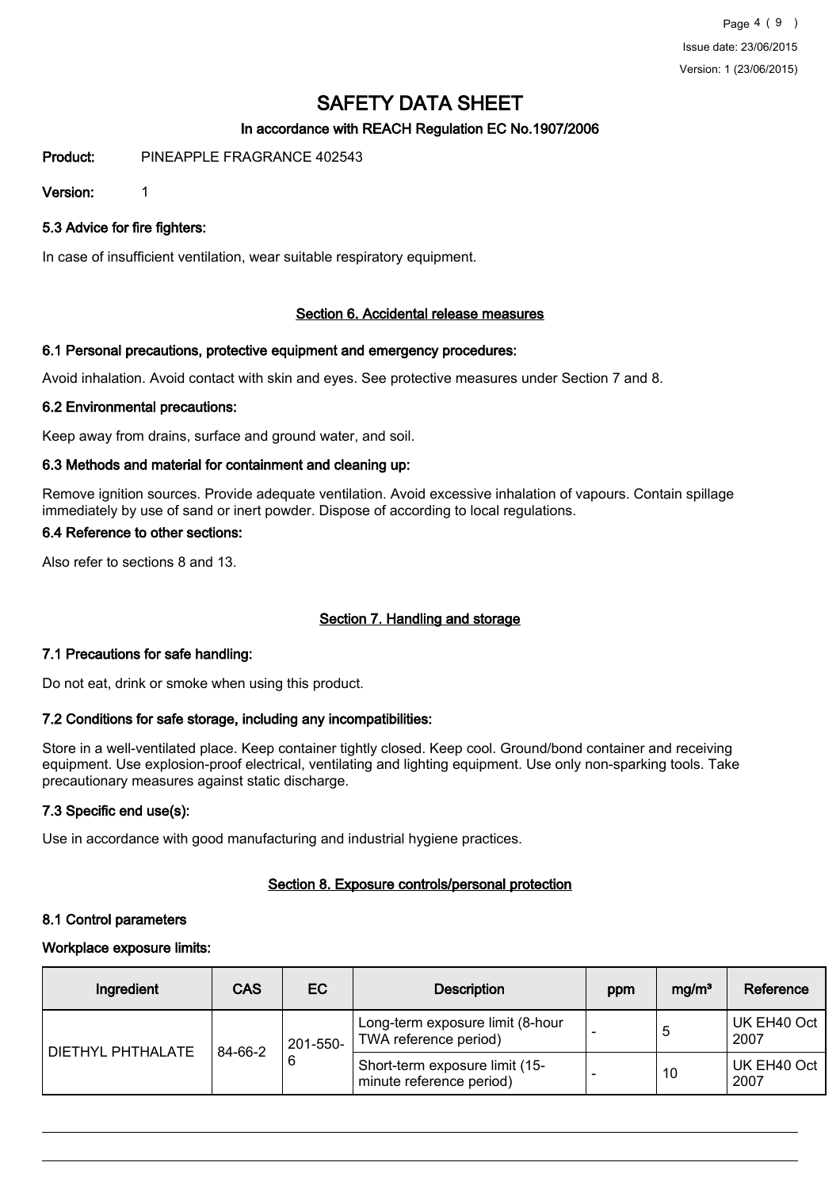# SAFETY DATA SHEET

In accordance with REACH Regulation EC No.1907/2006

**Product:** PINEAPPLE FRAGRANCE 402543

**Version:** 1

### 5.3 Advice for fire fighters:

In case of insufficient ventilation, wear suitable respiratory equipment.

## Section 6. Accidental release measures

### 6.1 Personal precautions, protective equipment and emergency procedures:

Avoid inhalation. Avoid contact with skin and eyes. See protective measures under Section 7 and 8.

### 6.2 Environmental precautions:

Keep away from drains, surface and ground water, and soil.

### 6.3 Methods and material for containment and cleaning up:

Remove ignition sources. Provide adequate ventilation. Avoid excessive inhalation of vapours. Contain spillage immediately by use of sand or inert powder. Dispose of according to local regulations.

### 6.4 Reference to other sections:

Also refer to sections 8 and 13.

## Section 7. Handling and storage

### 7.1 Precautions for safe handling:

Do not eat, drink or smoke when using this product.

### 7.2 Conditions for safe storage, including any incompatibilities:

Store in a well-ventilated place. Keep container tightly closed. Keep cool. Ground/bond container and receiving equipment. Use explosion-proof electrical, ventilating and lighting equipment. Use only non-sparking tools. Take precautionary measures against static discharge.

### 7.3 Specific end use(s):

Use in accordance with good manufacturing and industrial hygiene practices.

## Section 8. Exposure controls/personal protection

### 8.1 Control parameters

**Workplace exposure limits:**

| Ingredient | CAS | EC | Description | ppm | mg/m³ | Reference |
|---|---|---|---|---|---|---|
| DIETHYL PHTHALATE | 84-66-2 | 201-550-6 | Long-term exposure limit (8-hour TWA reference period) | - | 5 | UK EH40 Oct 2007 |
| | | | Short-term exposure limit (15-minute reference period) | - | 10 | UK EH40 Oct 2007 |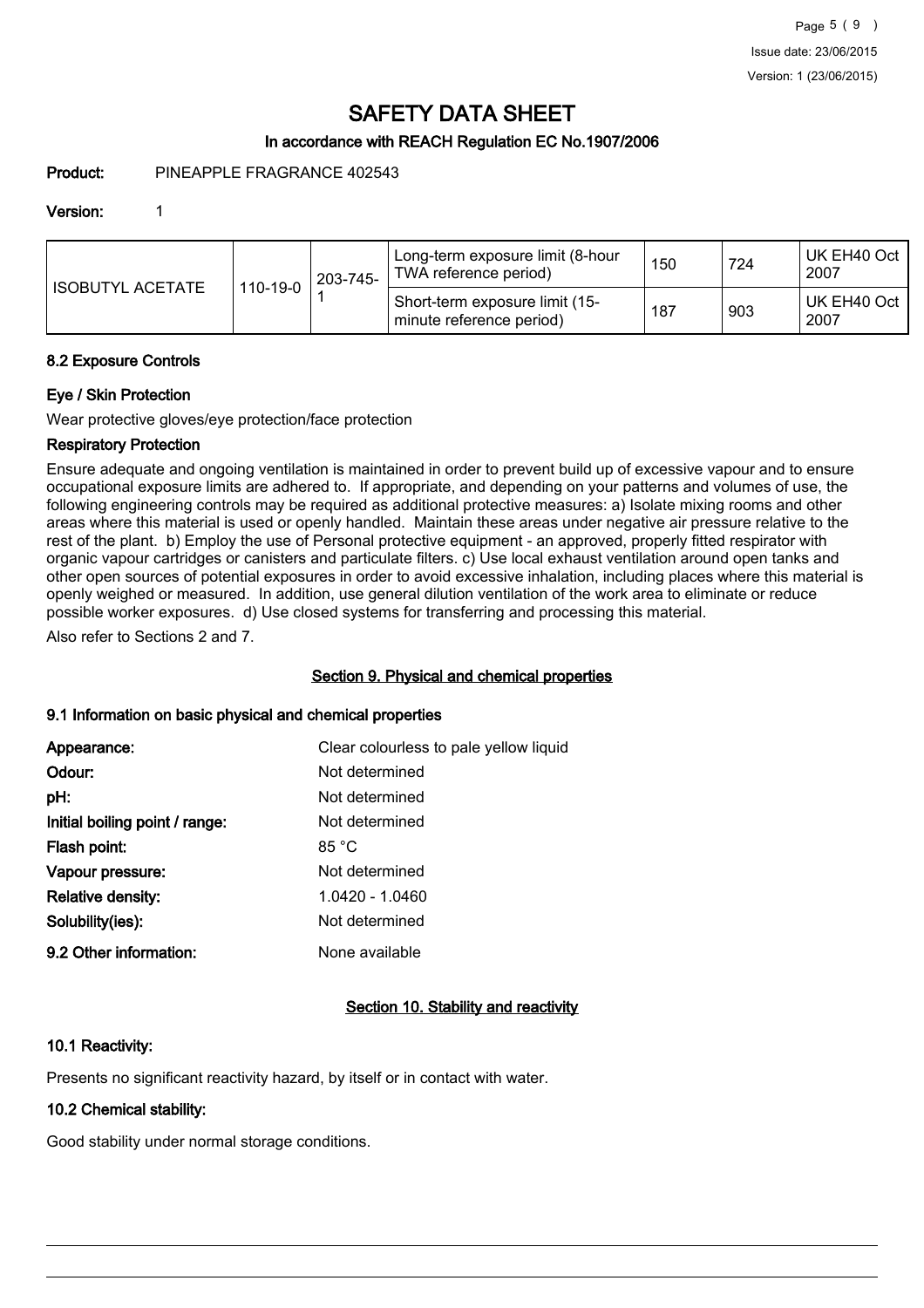# SAFETY DATA SHEET

## In accordance with REACH Regulation EC No.1907/2006

**Product:** PINEAPPLE FRAGRANCE 402543

**Version:** 1

| ISOBUTYL ACETATE | 110-19-0 | 203-745-1 | Long-term exposure limit (8-hour TWA reference period) | 150 | 724 | UK EH40 Oct 2007 |
|---|---|---|---|---|---|---|
| | | | Short-term exposure limit (15-minute reference period) | 187 | 903 | UK EH40 Oct 2007 |

### 8.2 Exposure Controls

#### Eye / Skin Protection

Wear protective gloves/eye protection/face protection

#### Respiratory Protection

Ensure adequate and ongoing ventilation is maintained in order to prevent build up of excessive vapour and to ensure occupational exposure limits are adhered to. If appropriate, and depending on your patterns and volumes of use, the following engineering controls may be required as additional protective measures: a) Isolate mixing rooms and other areas where this material is used or openly handled. Maintain these areas under negative air pressure relative to the rest of the plant. b) Employ the use of Personal protective equipment - an approved, properly fitted respirator with organic vapour cartridges or canisters and particulate filters. c) Use local exhaust ventilation around open tanks and other open sources of potential exposures in order to avoid excessive inhalation, including places where this material is openly weighed or measured. In addition, use general dilution ventilation of the work area to eliminate or reduce possible worker exposures. d) Use closed systems for transferring and processing this material.

Also refer to Sections 2 and 7.

## Section 9. Physical and chemical properties

### 9.1 Information on basic physical and chemical properties

**Appearance:** Clear colourless to pale yellow liquid

**Odour:** Not determined

**pH:** Not determined

**Initial boiling point / range:** Not determined

**Flash point:** 85 °C

**Vapour pressure:** Not determined

**Relative density:** 1.0420 - 1.0460

**Solubility(ies):** Not determined

**9.2 Other information:** None available

## Section 10. Stability and reactivity

### 10.1 Reactivity:

Presents no significant reactivity hazard, by itself or in contact with water.

### 10.2 Chemical stability:

Good stability under normal storage conditions.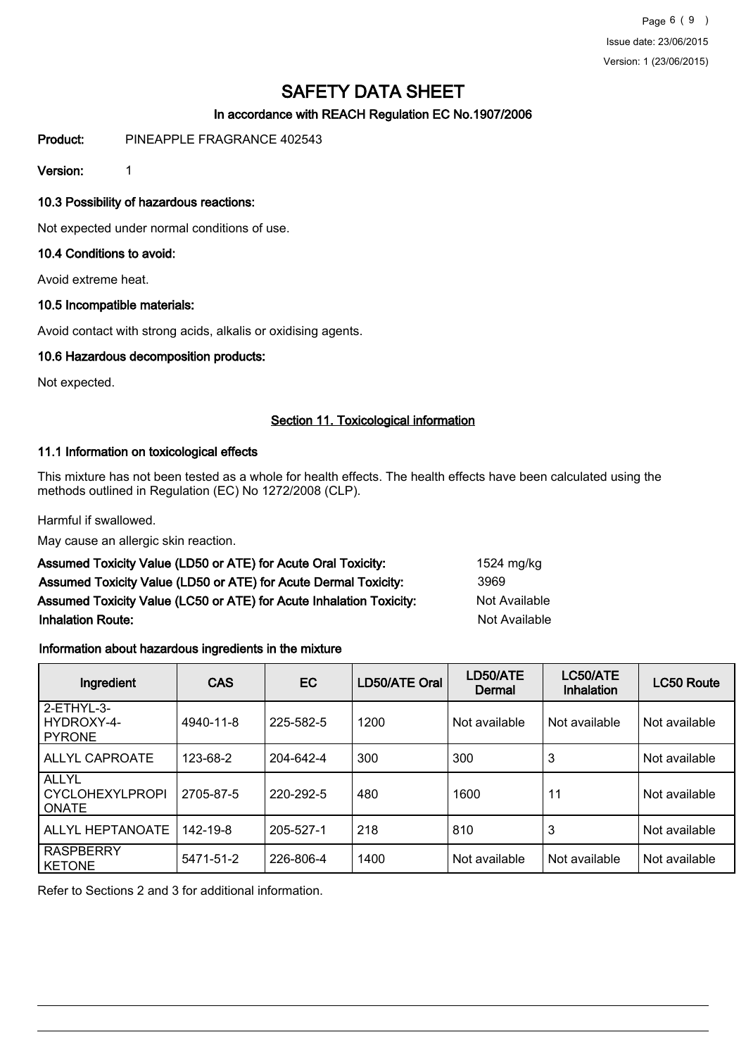# SAFETY DATA SHEET

**In accordance with REACH Regulation EC No.1907/2006**

**Product:** PINEAPPLE FRAGRANCE 402543

**Version:** 1

### 10.3 Possibility of hazardous reactions:

Not expected under normal conditions of use.

### 10.4 Conditions to avoid:

Avoid extreme heat.

### 10.5 Incompatible materials:

Avoid contact with strong acids, alkalis or oxidising agents.

### 10.6 Hazardous decomposition products:

Not expected.

## Section 11. Toxicological information

### 11.1 Information on toxicological effects

This mixture has not been tested as a whole for health effects. The health effects have been calculated using the methods outlined in Regulation (EC) No 1272/2008 (CLP).

Harmful if swallowed.

May cause an allergic skin reaction.

**Assumed Toxicity Value (LD50 or ATE) for Acute Oral Toxicity:** 1524 mg/kg

**Assumed Toxicity Value (LD50 or ATE) for Acute Dermal Toxicity:** 3969

**Assumed Toxicity Value (LC50 or ATE) for Acute Inhalation Toxicity:** Not Available

**Inhalation Route:** Not Available

### Information about hazardous ingredients in the mixture

| Ingredient | CAS | EC | LD50/ATE Oral | LD50/ATE Dermal | LC50/ATE Inhalation | LC50 Route |
|---|---|---|---|---|---|---|
| 2-ETHYL-3-HYDROXY-4-PYRONE | 4940-11-8 | 225-582-5 | 1200 | Not available | Not available | Not available |
| ALLYL CAPROATE | 123-68-2 | 204-642-4 | 300 | 300 | 3 | Not available |
| ALLYL CYCLOHEXYLPROPIONATE | 2705-87-5 | 220-292-5 | 480 | 1600 | 11 | Not available |
| ALLYL HEPTANOATE | 142-19-8 | 205-527-1 | 218 | 810 | 3 | Not available |
| RASPBERRY KETONE | 5471-51-2 | 226-806-4 | 1400 | Not available | Not available | Not available |

Refer to Sections 2 and 3 for additional information.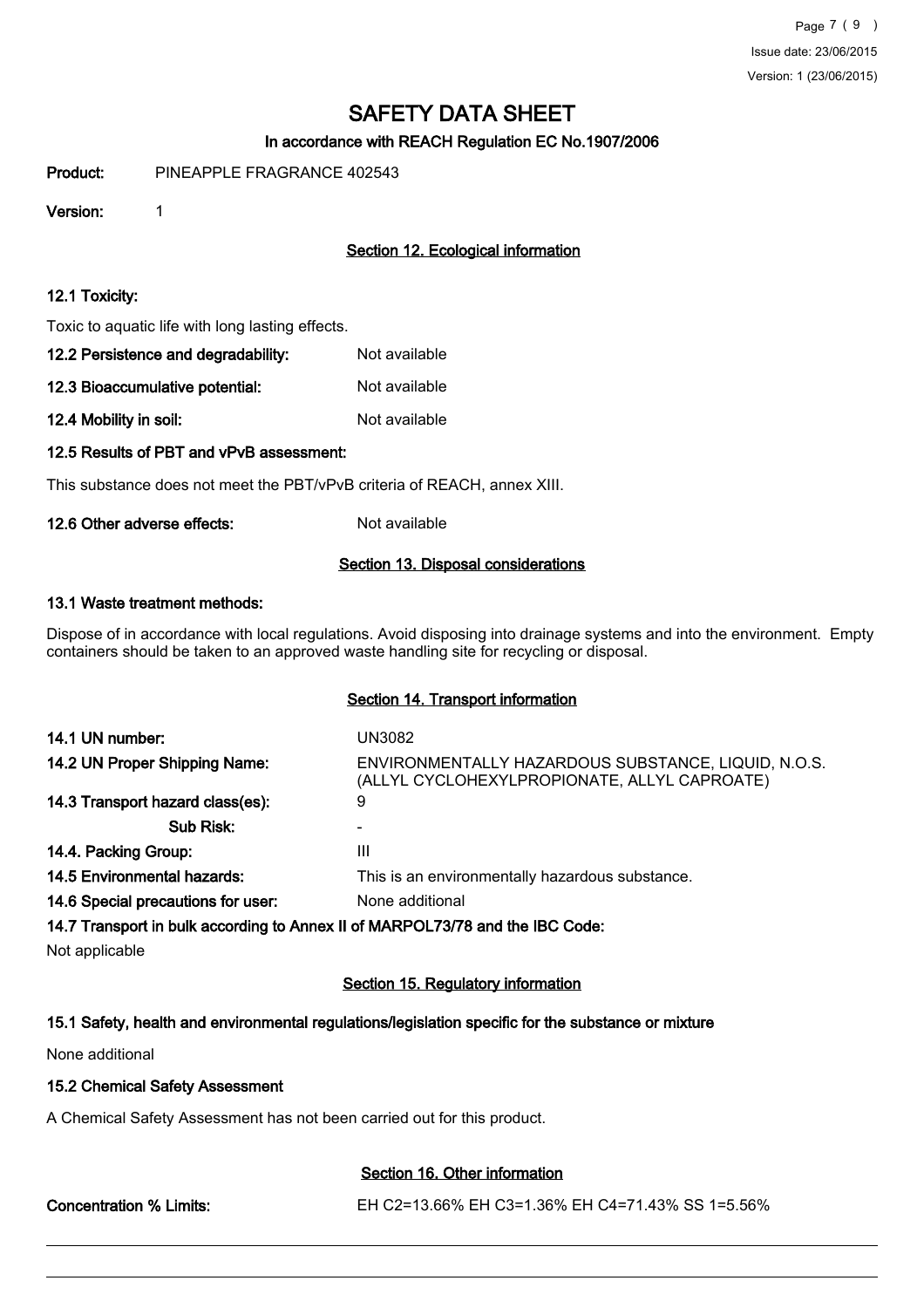# SAFETY DATA SHEET

In accordance with REACH Regulation EC No.1907/2006

**Product:** PINEAPPLE FRAGRANCE 402543

**Version:** 1

## Section 12. Ecological information

### 12.1 Toxicity:

Toxic to aquatic life with long lasting effects.

**12.2 Persistence and degradability:** Not available

**12.3 Bioaccumulative potential:** Not available

**12.4 Mobility in soil:** Not available

### 12.5 Results of PBT and vPvB assessment:

This substance does not meet the PBT/vPvB criteria of REACH, annex XIII.

**12.6 Other adverse effects:** Not available

## Section 13. Disposal considerations

### 13.1 Waste treatment methods:

Dispose of in accordance with local regulations. Avoid disposing into drainage systems and into the environment. Empty containers should be taken to an approved waste handling site for recycling or disposal.

## Section 14. Transport information

**14.1 UN number:** UN3082

**14.2 UN Proper Shipping Name:** ENVIRONMENTALLY HAZARDOUS SUBSTANCE, LIQUID, N.O.S. (ALLYL CYCLOHEXYLPROPIONATE, ALLYL CAPROATE)

**14.3 Transport hazard class(es):** 9

**Sub Risk:** -

**14.4. Packing Group:** III

**14.5 Environmental hazards:** This is an environmentally hazardous substance.

**14.6 Special precautions for user:** None additional

### 14.7 Transport in bulk according to Annex II of MARPOL73/78 and the IBC Code:

Not applicable

## Section 15. Regulatory information

### 15.1 Safety, health and environmental regulations/legislation specific for the substance or mixture

None additional

### 15.2 Chemical Safety Assessment

A Chemical Safety Assessment has not been carried out for this product.

## Section 16. Other information

**Concentration % Limits:** EH C2=13.66% EH C3=1.36% EH C4=71.43% SS 1=5.56%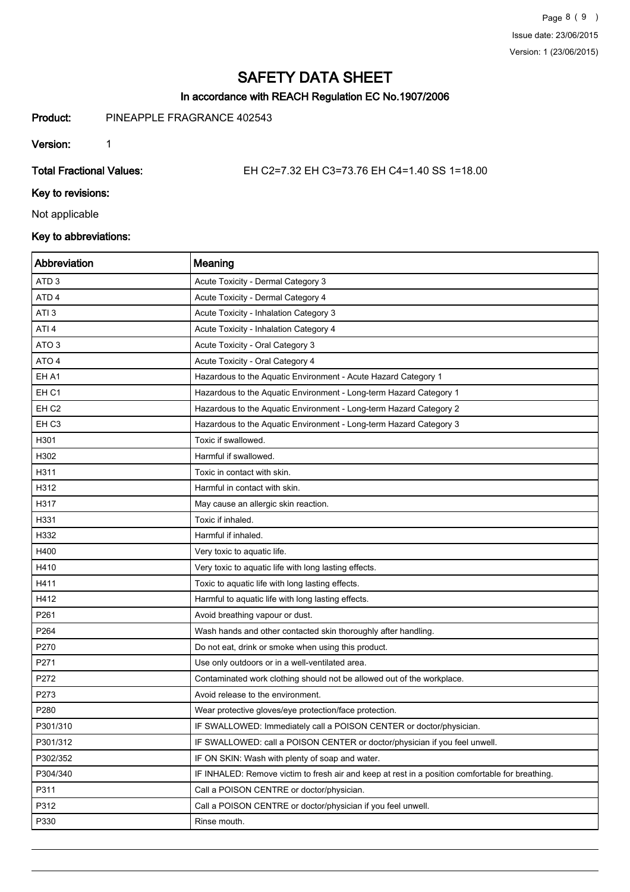# SAFETY DATA SHEET

## In accordance with REACH Regulation EC No.1907/2006

**Product:** PINEAPPLE FRAGRANCE 402543

**Version:** 1

**Total Fractional Values:** EH C2=7.32 EH C3=73.76 EH C4=1.40 SS 1=18.00

### Key to revisions:

Not applicable

### Key to abbreviations:

| Abbreviation | Meaning |
|---|---|
| ATD 3 | Acute Toxicity - Dermal Category 3 |
| ATD 4 | Acute Toxicity - Dermal Category 4 |
| ATI 3 | Acute Toxicity - Inhalation Category 3 |
| ATI 4 | Acute Toxicity - Inhalation Category 4 |
| ATO 3 | Acute Toxicity - Oral Category 3 |
| ATO 4 | Acute Toxicity - Oral Category 4 |
| EH A1 | Hazardous to the Aquatic Environment - Acute Hazard Category 1 |
| EH C1 | Hazardous to the Aquatic Environment - Long-term Hazard Category 1 |
| EH C2 | Hazardous to the Aquatic Environment - Long-term Hazard Category 2 |
| EH C3 | Hazardous to the Aquatic Environment - Long-term Hazard Category 3 |
| H301 | Toxic if swallowed. |
| H302 | Harmful if swallowed. |
| H311 | Toxic in contact with skin. |
| H312 | Harmful in contact with skin. |
| H317 | May cause an allergic skin reaction. |
| H331 | Toxic if inhaled. |
| H332 | Harmful if inhaled. |
| H400 | Very toxic to aquatic life. |
| H410 | Very toxic to aquatic life with long lasting effects. |
| H411 | Toxic to aquatic life with long lasting effects. |
| H412 | Harmful to aquatic life with long lasting effects. |
| P261 | Avoid breathing vapour or dust. |
| P264 | Wash hands and other contacted skin thoroughly after handling. |
| P270 | Do not eat, drink or smoke when using this product. |
| P271 | Use only outdoors or in a well-ventilated area. |
| P272 | Contaminated work clothing should not be allowed out of the workplace. |
| P273 | Avoid release to the environment. |
| P280 | Wear protective gloves/eye protection/face protection. |
| P301/310 | IF SWALLOWED: Immediately call a POISON CENTER or doctor/physician. |
| P301/312 | IF SWALLOWED: call a POISON CENTER or doctor/physician if you feel unwell. |
| P302/352 | IF ON SKIN: Wash with plenty of soap and water. |
| P304/340 | IF INHALED: Remove victim to fresh air and keep at rest in a position comfortable for breathing. |
| P311 | Call a POISON CENTRE or doctor/physician. |
| P312 | Call a POISON CENTRE or doctor/physician if you feel unwell. |
| P330 | Rinse mouth. |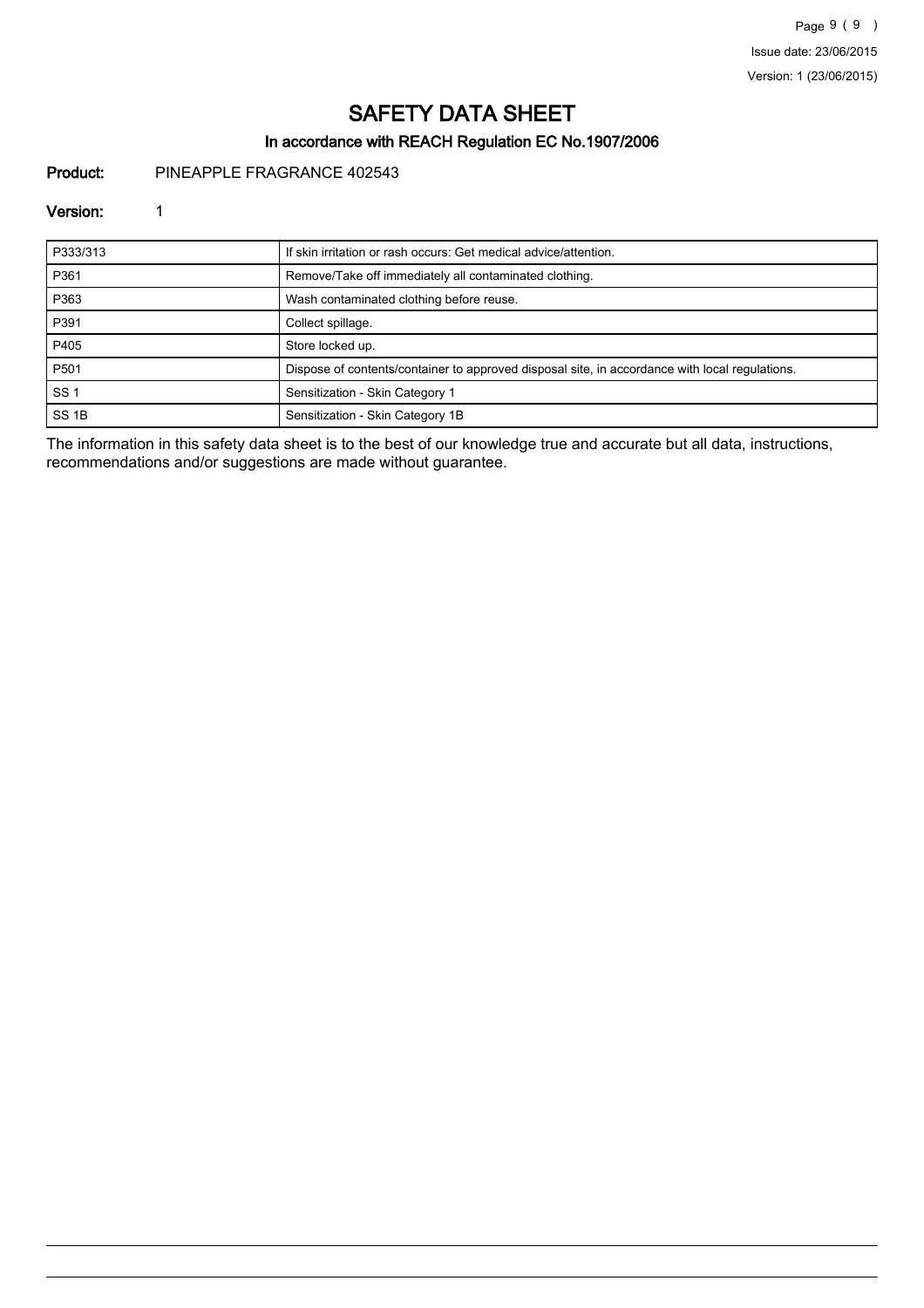# SAFETY DATA SHEET

## In accordance with REACH Regulation EC No.1907/2006

**Product:** PINEAPPLE FRAGRANCE 402543

**Version:** 1

| | |
|---|---|
| P333/313 | If skin irritation or rash occurs: Get medical advice/attention. |
| P361 | Remove/Take off immediately all contaminated clothing. |
| P363 | Wash contaminated clothing before reuse. |
| P391 | Collect spillage. |
| P405 | Store locked up. |
| P501 | Dispose of contents/container to approved disposal site, in accordance with local regulations. |
| SS 1 | Sensitization - Skin Category 1 |
| SS 1B | Sensitization - Skin Category 1B |

The information in this safety data sheet is to the best of our knowledge true and accurate but all data, instructions, recommendations and/or suggestions are made without guarantee.